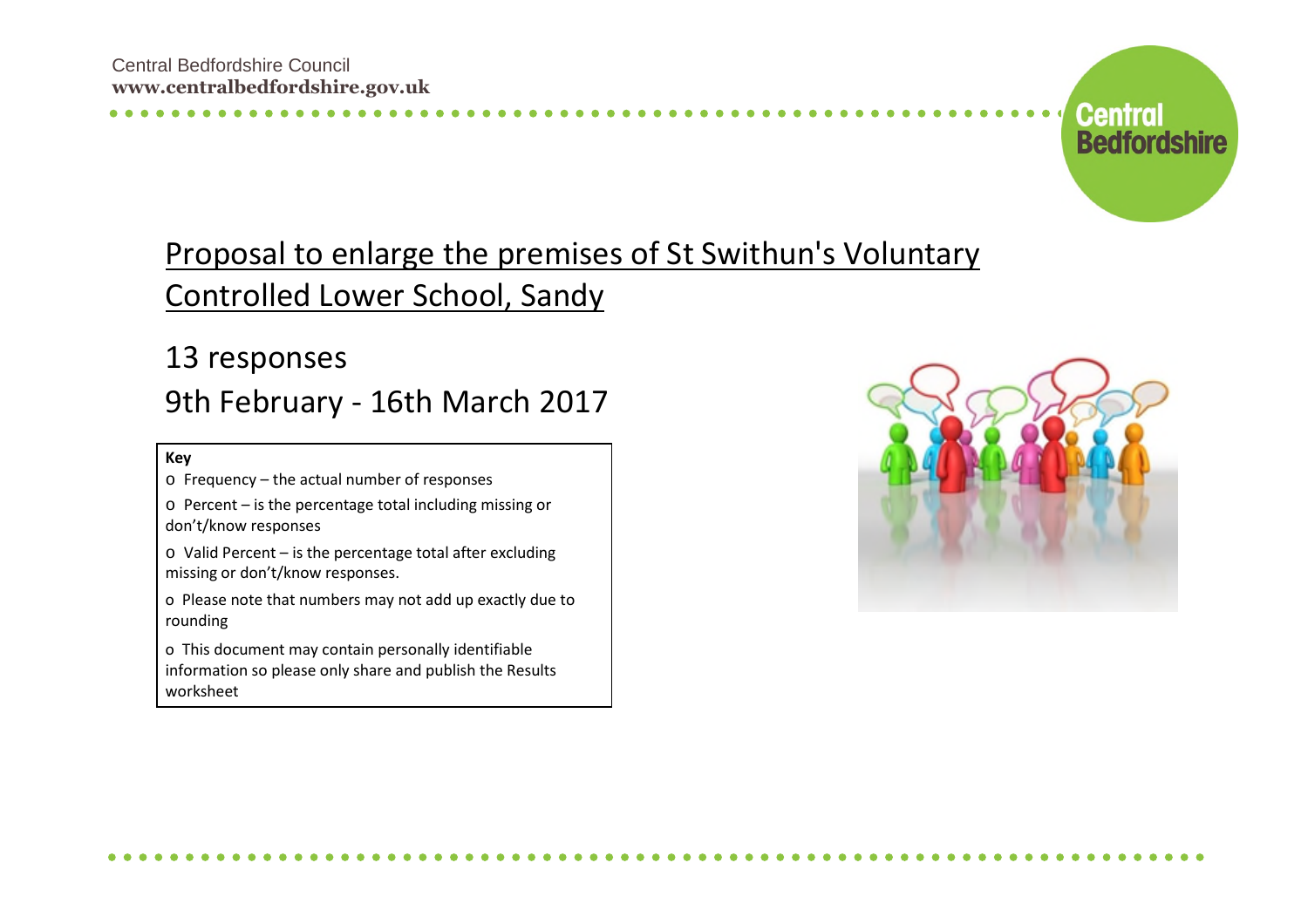Central Bedfordshire Council
**www.centralbedfordshire.gov.uk**

# Proposal to enlarge the premises of St Swithun's Voluntary Controlled Lower School, Sandy

## 13 responses

## 9th February - 16th March 2017

**Key**

- Frequency – the actual number of responses
- Percent – is the percentage total including missing or don't/know responses
- Valid Percent – is the percentage total after excluding missing or don't/know responses.
- Please note that numbers may not add up exactly due to rounding
- This document may contain personally identifiable information so please only share and publish the Results worksheet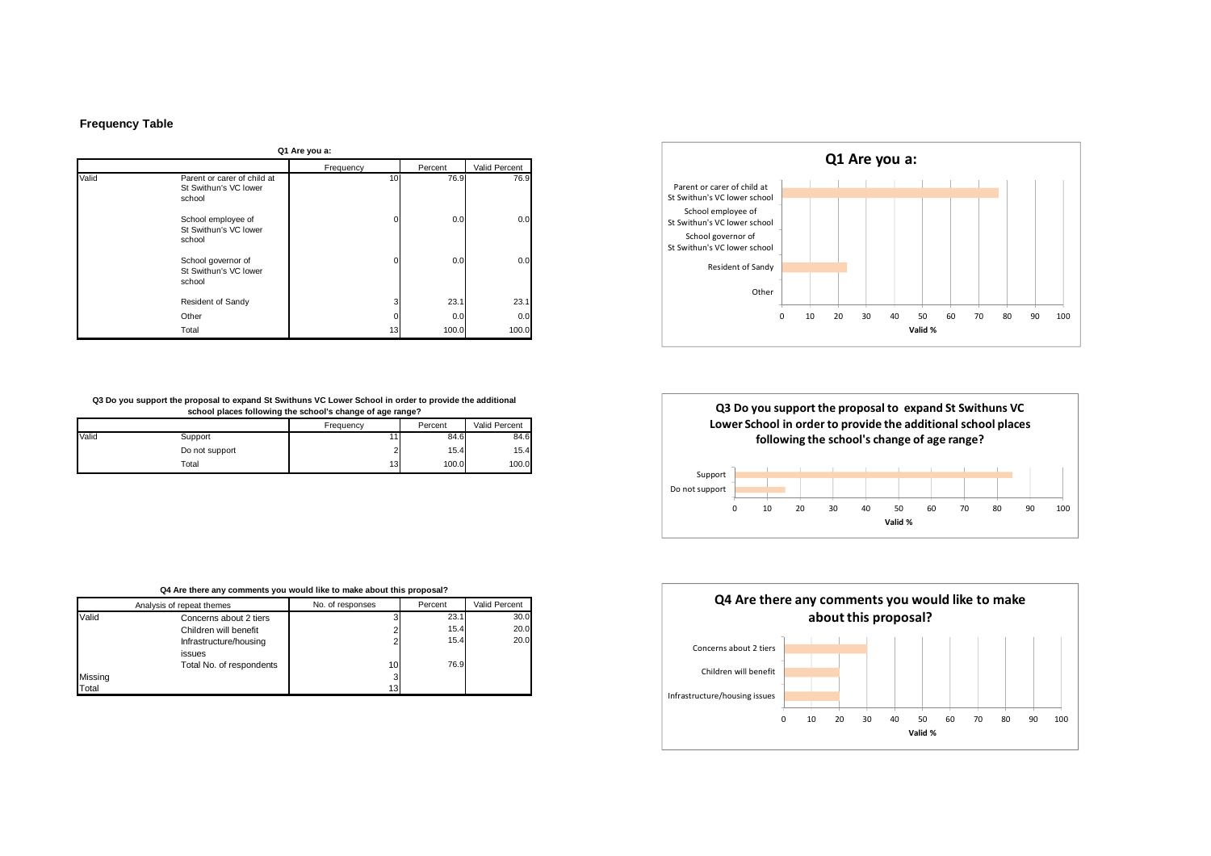## Frequency Table

**Q1 Are you a:**

| | | Frequency | Percent | Valid Percent |
|---|---|---|---|---|
| Valid | Parent or carer of child at St Swithun's VC lower school | 10 | 76.9 | 76.9 |
| | School employee of St Swithun's VC lower school | 0 | 0.0 | 0.0 |
| | School governor of St Swithun's VC lower school | 0 | 0.0 | 0.0 |
| | Resident of Sandy | 3 | 23.1 | 23.1 |
| | Other | 0 | 0.0 | 0.0 |
| | Total | 13 | 100.0 | 100.0 |

**Q1 Are you a:**

Parent or carer of child at St Swithun's VC lower school
School employee of St Swithun's VC lower school
School governor of St Swithun's VC lower school
Resident of Sandy
Other

0 10 20 30 40 50 60 70 80 90 100
Valid %

**Q3 Do you support the proposal to expand St Swithuns VC Lower School in order to provide the additional school places following the school's change of age range?**

| | | Frequency | Percent | Valid Percent |
|---|---|---|---|---|
| Valid | Support | 11 | 84.6 | 84.6 |
| | Do not support | 2 | 15.4 | 15.4 |
| | Total | 13 | 100.0 | 100.0 |

**Q3 Do you support the proposal to expand St Swithuns VC Lower School in order to provide the additional school places following the school's change of age range?**

Support
Do not support

0 10 20 30 40 50 60 70 80 90 100
Valid %

**Q4 Are there any comments you would like to make about this proposal?**

| Analysis of repeat themes | | No. of responses | Percent | Valid Percent |
|---|---|---|---|---|
| Valid | Concerns about 2 tiers | 3 | 23.1 | 30.0 |
| | Children will benefit | 2 | 15.4 | 20.0 |
| | Infrastructure/housing issues | 2 | 15.4 | 20.0 |
| | Total No. of respondents | 10 | 76.9 | |
| Missing | | 3 | | |
| Total | | 13 | | |

**Q4 Are there any comments you would like to make about this proposal?**

Concerns about 2 tiers
Children will benefit
Infrastructure/housing issues

0 10 20 30 40 50 60 70 80 90 100
Valid %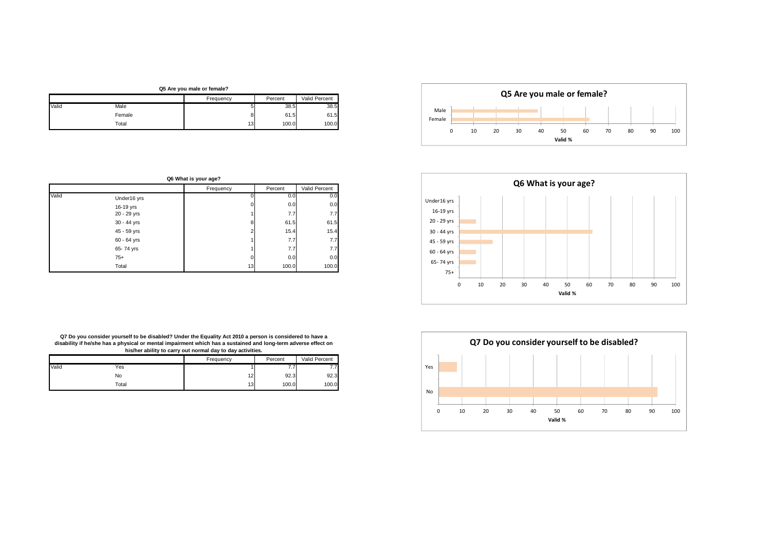**Q5 Are you male or female?**

| | | Frequency | Percent | Valid Percent |
|---|---|---|---|---|
| Valid | Male | 5 | 38.5 | 38.5 |
| | Female | 8 | 61.5 | 61.5 |
| | Total | 13 | 100.0 | 100.0 |

**Q5 Are you male or female?**

| | Valid % |
|---|---|
| Male | 38.5 |
| Female | 61.5 |

**Q6 What is your age?**

| | | Frequency | Percent | Valid Percent |
|---|---|---|---|---|
| Valid | Under16 yrs | 0 | 0.0 | 0.0 |
| | 16-19 yrs | 0 | 0.0 | 0.0 |
| | 20 - 29 yrs | 1 | 7.7 | 7.7 |
| | 30 - 44 yrs | 8 | 61.5 | 61.5 |
| | 45 - 59 yrs | 2 | 15.4 | 15.4 |
| | 60 - 64 yrs | 1 | 7.7 | 7.7 |
| | 65- 74 yrs | 1 | 7.7 | 7.7 |
| | 75+ | 0 | 0.0 | 0.0 |
| | Total | 13 | 100.0 | 100.0 |

**Q6 What is your age?**

| | Valid % |
|---|---|
| Under16 yrs | 0.0 |
| 16-19 yrs | 0.0 |
| 20 - 29 yrs | 7.7 |
| 30 - 44 yrs | 61.5 |
| 45 - 59 yrs | 15.4 |
| 60 - 64 yrs | 7.7 |
| 65- 74 yrs | 7.7 |
| 75+ | 0.0 |

**Q7 Do you consider yourself to be disabled? Under the Equality Act 2010 a person is considered to have a disability if he/she has a physical or mental impairment which has a sustained and long-term adverse effect on his/her ability to carry out normal day to day activities.**

| | | Frequency | Percent | Valid Percent |
|---|---|---|---|---|
| Valid | Yes | 1 | 7.7 | 7.7 |
| | No | 12 | 92.3 | 92.3 |
| | Total | 13 | 100.0 | 100.0 |

**Q7 Do you consider yourself to be disabled?**

| | Valid % |
|---|---|
| Yes | 7.7 |
| No | 92.3 |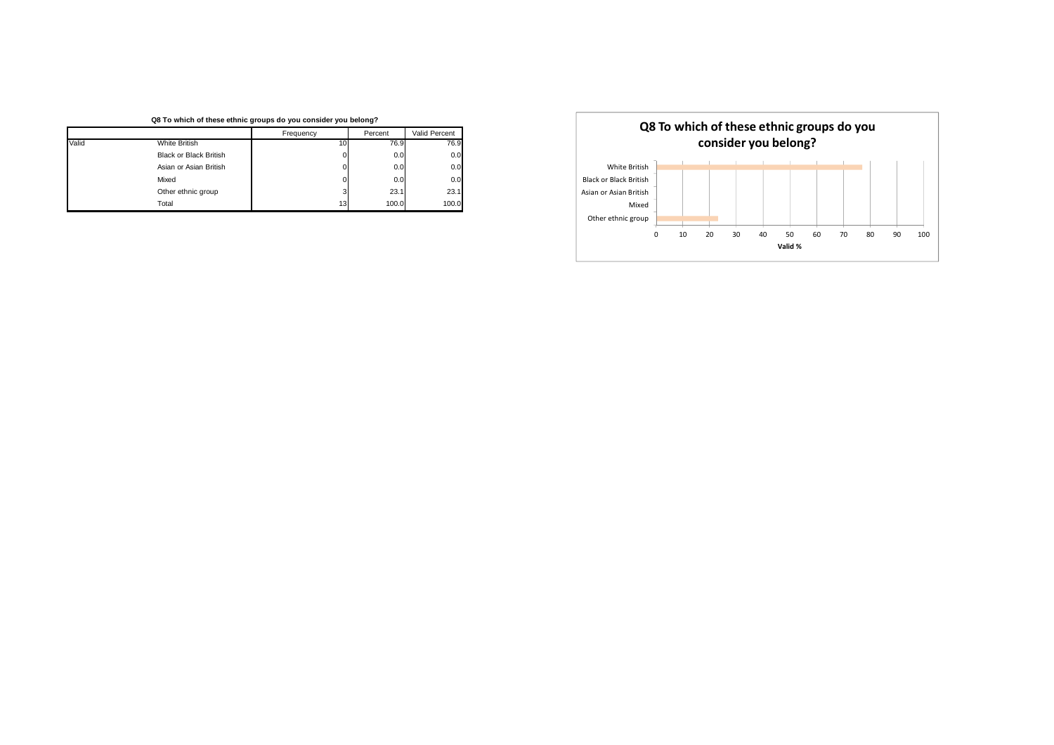**Q8 To which of these ethnic groups do you consider you belong?**

| | | Frequency | Percent | Valid Percent |
|---|---|---|---|---|
| Valid | White British | 10 | 76.9 | 76.9 |
| | Black or Black British | 0 | 0.0 | 0.0 |
| | Asian or Asian British | 0 | 0.0 | 0.0 |
| | Mixed | 0 | 0.0 | 0.0 |
| | Other ethnic group | 3 | 23.1 | 23.1 |
| | Total | 13 | 100.0 | 100.0 |

**Q8 To which of these ethnic groups do you consider you belong?**

White British
Black or Black British
Asian or Asian British
Mixed
Other ethnic group

0 10 20 30 40 50 60 70 80 90 100

Valid %